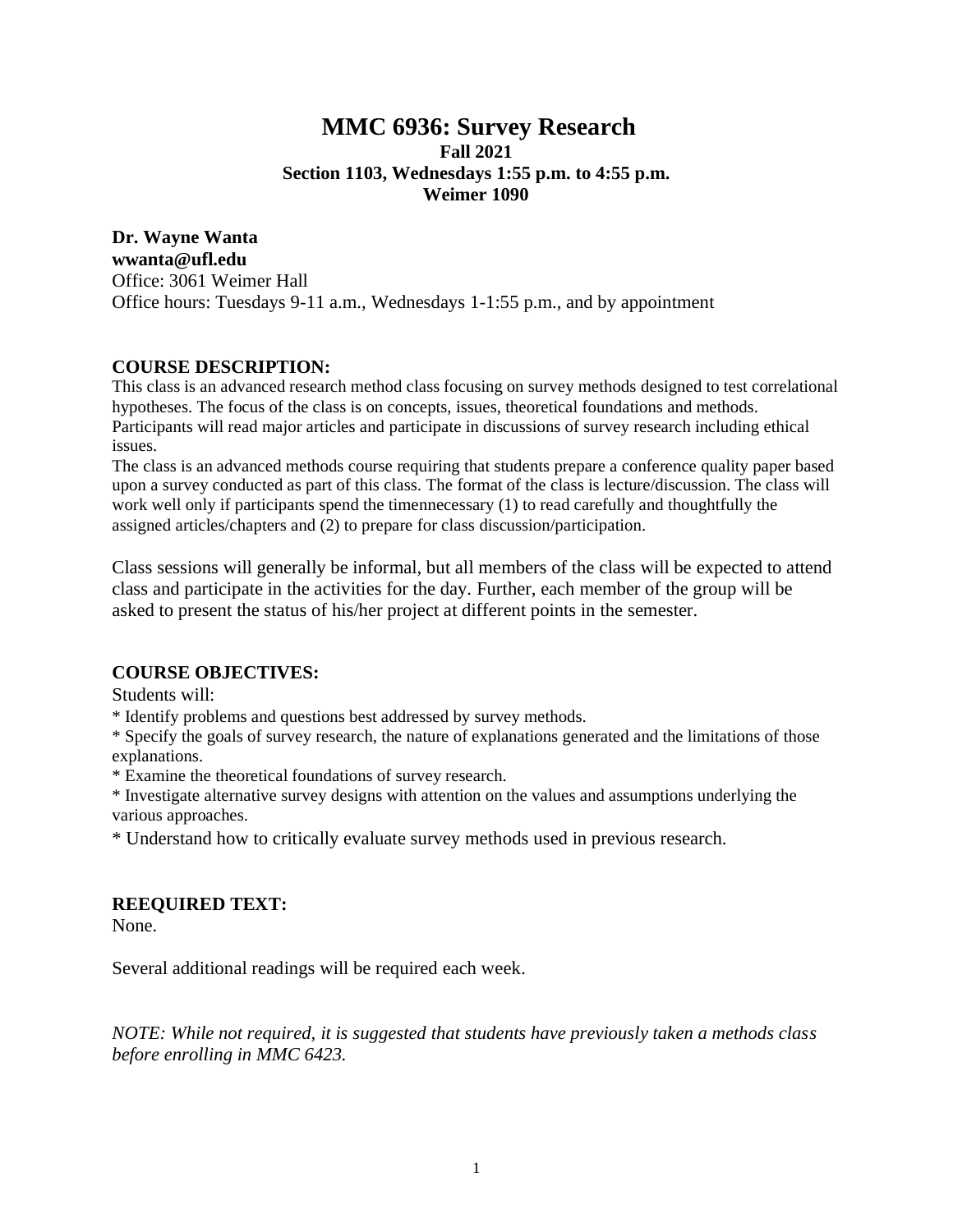# MMC 6936: Survey Research

**Fall 2021**
**Section 1103, Wednesdays 1:55 p.m. to 4:55 p.m.**
**Weimer 1090**

**Dr. Wayne Wanta**
**wwanta@ufl.edu**
Office: 3061 Weimer Hall
Office hours: Tuesdays 9-11 a.m., Wednesdays 1-1:55 p.m., and by appointment

## COURSE DESCRIPTION:

This class is an advanced research method class focusing on survey methods designed to test correlational hypotheses. The focus of the class is on concepts, issues, theoretical foundations and methods. Participants will read major articles and participate in discussions of survey research including ethical issues.

The class is an advanced methods course requiring that students prepare a conference quality paper based upon a survey conducted as part of this class. The format of the class is lecture/discussion. The class will work well only if participants spend the timennecessary (1) to read carefully and thoughtfully the assigned articles/chapters and (2) to prepare for class discussion/participation.

Class sessions will generally be informal, but all members of the class will be expected to attend class and participate in the activities for the day. Further, each member of the group will be asked to present the status of his/her project at different points in the semester.

## COURSE OBJECTIVES:

Students will:

* Identify problems and questions best addressed by survey methods.
* Specify the goals of survey research, the nature of explanations generated and the limitations of those explanations.
* Examine the theoretical foundations of survey research.
* Investigate alternative survey designs with attention on the values and assumptions underlying the various approaches.
* Understand how to critically evaluate survey methods used in previous research.

## REEQUIRED TEXT:

None.

Several additional readings will be required each week.

*NOTE: While not required, it is suggested that students have previously taken a methods class before enrolling in MMC 6423.*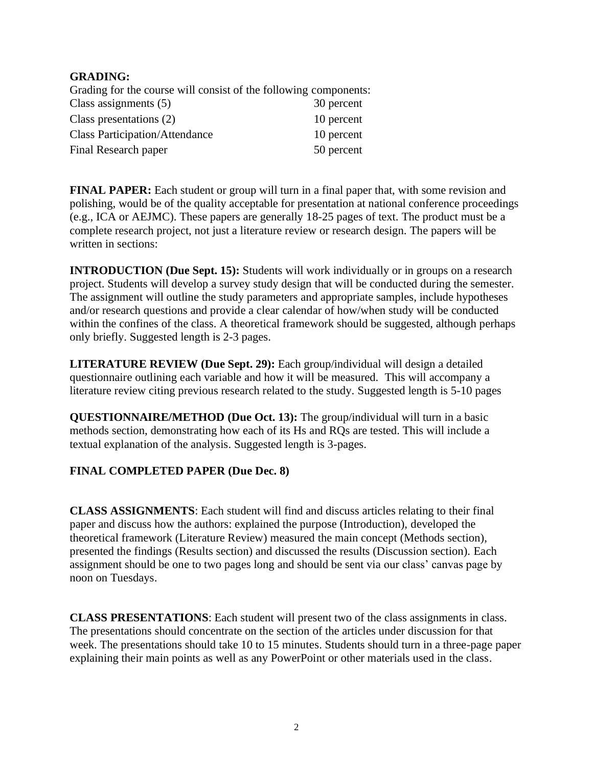**GRADING:**

Grading for the course will consist of the following components:

| Component | Percent |
|---|---|
| Class assignments (5) | 30 percent |
| Class presentations (2) | 10 percent |
| Class Participation/Attendance | 10 percent |
| Final Research paper | 50 percent |

**FINAL PAPER:** Each student or group will turn in a final paper that, with some revision and polishing, would be of the quality acceptable for presentation at national conference proceedings (e.g., ICA or AEJMC). These papers are generally 18-25 pages of text. The product must be a complete research project, not just a literature review or research design. The papers will be written in sections:

**INTRODUCTION (Due Sept. 15):** Students will work individually or in groups on a research project. Students will develop a survey study design that will be conducted during the semester. The assignment will outline the study parameters and appropriate samples, include hypotheses and/or research questions and provide a clear calendar of how/when study will be conducted within the confines of the class. A theoretical framework should be suggested, although perhaps only briefly. Suggested length is 2-3 pages.

**LITERATURE REVIEW (Due Sept. 29):** Each group/individual will design a detailed questionnaire outlining each variable and how it will be measured. This will accompany a literature review citing previous research related to the study. Suggested length is 5-10 pages

**QUESTIONNAIRE/METHOD (Due Oct. 13):** The group/individual will turn in a basic methods section, demonstrating how each of its Hs and RQs are tested. This will include a textual explanation of the analysis. Suggested length is 3-pages.

**FINAL COMPLETED PAPER (Due Dec. 8)**

**CLASS ASSIGNMENTS**: Each student will find and discuss articles relating to their final paper and discuss how the authors: explained the purpose (Introduction), developed the theoretical framework (Literature Review) measured the main concept (Methods section), presented the findings (Results section) and discussed the results (Discussion section). Each assignment should be one to two pages long and should be sent via our class' canvas page by noon on Tuesdays.

**CLASS PRESENTATIONS**: Each student will present two of the class assignments in class. The presentations should concentrate on the section of the articles under discussion for that week. The presentations should take 10 to 15 minutes. Students should turn in a three-page paper explaining their main points as well as any PowerPoint or other materials used in the class.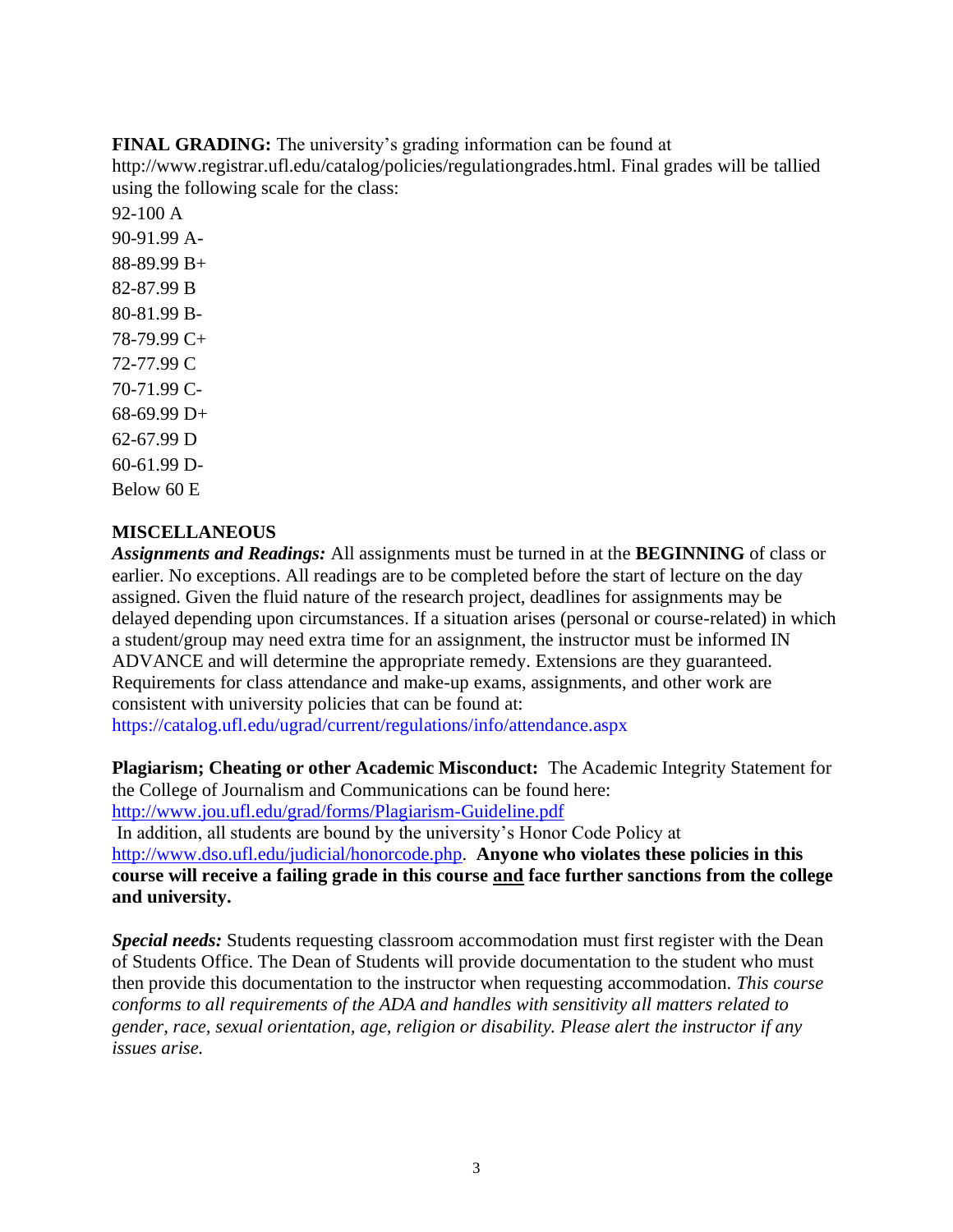**FINAL GRADING:** The university's grading information can be found at http://www.registrar.ufl.edu/catalog/policies/regulationgrades.html. Final grades will be tallied using the following scale for the class:

92-100 A
90-91.99 A-
88-89.99 B+
82-87.99 B
80-81.99 B-
78-79.99 C+
72-77.99 C
70-71.99 C-
68-69.99 D+
62-67.99 D
60-61.99 D-
Below 60 E

## MISCELLANEOUS

***Assignments and Readings:*** All assignments must be turned in at the **BEGINNING** of class or earlier. No exceptions. All readings are to be completed before the start of lecture on the day assigned. Given the fluid nature of the research project, deadlines for assignments may be delayed depending upon circumstances. If a situation arises (personal or course-related) in which a student/group may need extra time for an assignment, the instructor must be informed IN ADVANCE and will determine the appropriate remedy. Extensions are they guaranteed. Requirements for class attendance and make-up exams, assignments, and other work are consistent with university policies that can be found at: https://catalog.ufl.edu/ugrad/current/regulations/info/attendance.aspx

**Plagiarism; Cheating or other Academic Misconduct:** The Academic Integrity Statement for the College of Journalism and Communications can be found here: http://www.jou.ufl.edu/grad/forms/Plagiarism-Guideline.pdf
In addition, all students are bound by the university's Honor Code Policy at http://www.dso.ufl.edu/judicial/honorcode.php. **Anyone who violates these policies in this course will receive a failing grade in this course <u>and</u> face further sanctions from the college and university.**

***Special needs:*** Students requesting classroom accommodation must first register with the Dean of Students Office. The Dean of Students will provide documentation to the student who must then provide this documentation to the instructor when requesting accommodation. *This course conforms to all requirements of the ADA and handles with sensitivity all matters related to gender, race, sexual orientation, age, religion or disability. Please alert the instructor if any issues arise.*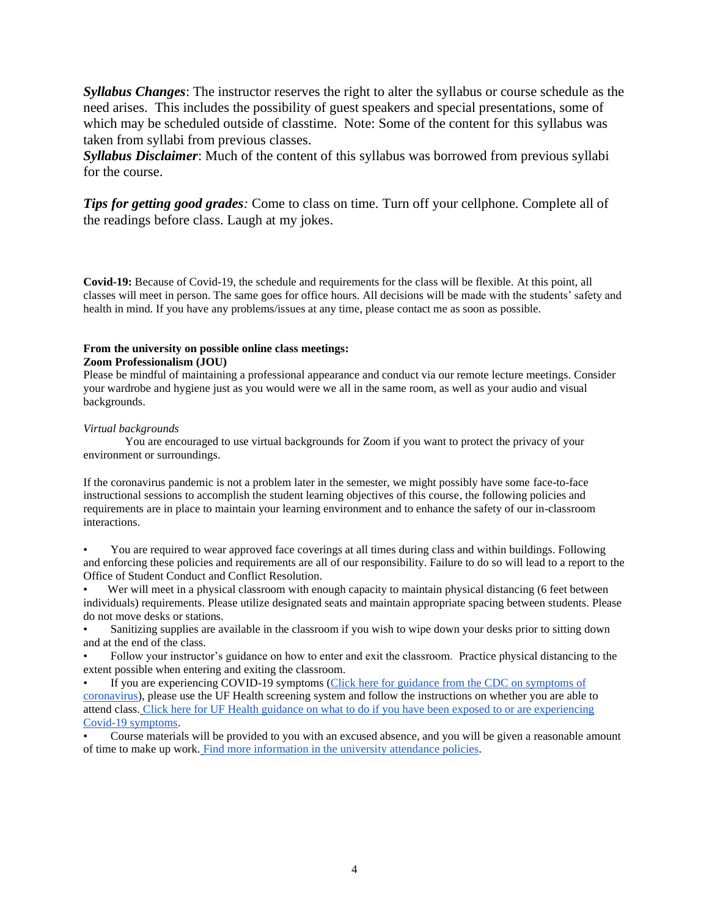***Syllabus Changes***: The instructor reserves the right to alter the syllabus or course schedule as the need arises. This includes the possibility of guest speakers and special presentations, some of which may be scheduled outside of classtime. Note: Some of the content for this syllabus was taken from syllabi from previous classes.
***Syllabus Disclaimer***: Much of the content of this syllabus was borrowed from previous syllabi for the course.

***Tips for getting good grades****:* Come to class on time. Turn off your cellphone. Complete all of the readings before class. Laugh at my jokes.

**Covid-19:** Because of Covid-19, the schedule and requirements for the class will be flexible. At this point, all classes will meet in person. The same goes for office hours. All decisions will be made with the students' safety and health in mind. If you have any problems/issues at any time, please contact me as soon as possible.

**From the university on possible online class meetings:**
**Zoom Professionalism (JOU)**
Please be mindful of maintaining a professional appearance and conduct via our remote lecture meetings. Consider your wardrobe and hygiene just as you would were we all in the same room, as well as your audio and visual backgrounds.

*Virtual backgrounds*
You are encouraged to use virtual backgrounds for Zoom if you want to protect the privacy of your environment or surroundings.

If the coronavirus pandemic is not a problem later in the semester, we might possibly have some face-to-face instructional sessions to accomplish the student learning objectives of this course, the following policies and requirements are in place to maintain your learning environment and to enhance the safety of our in-classroom interactions.

- You are required to wear approved face coverings at all times during class and within buildings. Following and enforcing these policies and requirements are all of our responsibility. Failure to do so will lead to a report to the Office of Student Conduct and Conflict Resolution.
- Wer will meet in a physical classroom with enough capacity to maintain physical distancing (6 feet between individuals) requirements. Please utilize designated seats and maintain appropriate spacing between students. Please do not move desks or stations.
- Sanitizing supplies are available in the classroom if you wish to wipe down your desks prior to sitting down and at the end of the class.
- Follow your instructor's guidance on how to enter and exit the classroom. Practice physical distancing to the extent possible when entering and exiting the classroom.
- If you are experiencing COVID-19 symptoms (Click here for guidance from the CDC on symptoms of coronavirus), please use the UF Health screening system and follow the instructions on whether you are able to attend class. Click here for UF Health guidance on what to do if you have been exposed to or are experiencing Covid-19 symptoms.
- Course materials will be provided to you with an excused absence, and you will be given a reasonable amount of time to make up work. Find more information in the university attendance policies.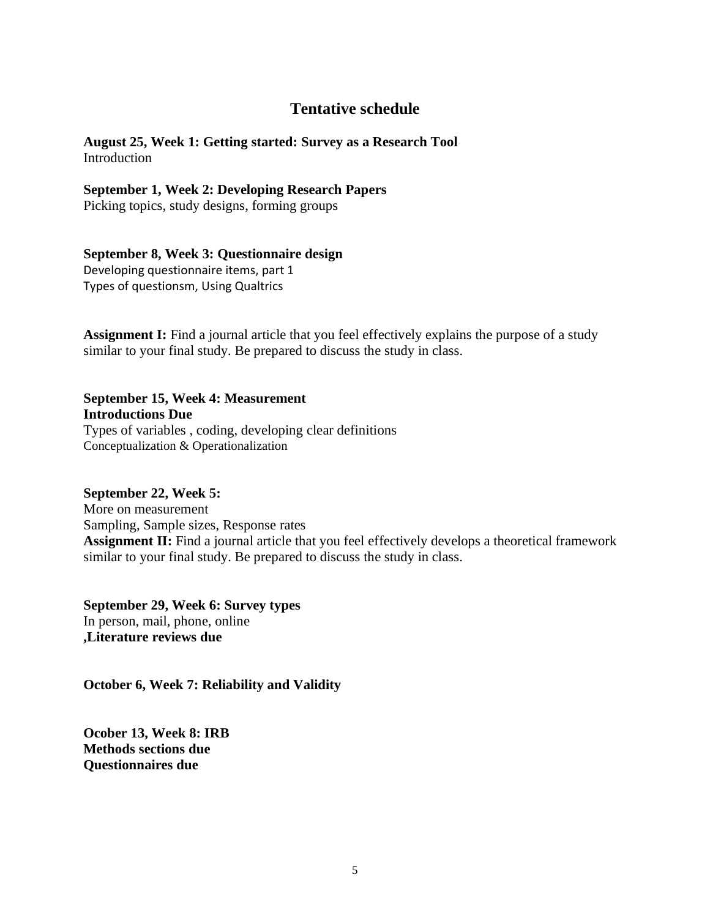## Tentative schedule

**August 25, Week 1: Getting started: Survey as a Research Tool**
Introduction

**September 1, Week 2: Developing Research Papers**
Picking topics, study designs, forming groups

**September 8, Week 3: Questionnaire design**
Developing questionnaire items, part 1
Types of questionsm, Using Qualtrics

**Assignment I:** Find a journal article that you feel effectively explains the purpose of a study similar to your final study. Be prepared to discuss the study in class.

**September 15, Week 4: Measurement**
**Introductions Due**
Types of variables , coding, developing clear definitions
Conceptualization & Operationalization

**September 22, Week 5:**
More on measurement
Sampling, Sample sizes, Response rates
**Assignment II:** Find a journal article that you feel effectively develops a theoretical framework similar to your final study. Be prepared to discuss the study in class.

**September 29, Week 6: Survey types**
In person, mail, phone, online
**,Literature reviews due**

**October 6, Week 7: Reliability and Validity**

**Ocober 13, Week 8: IRB**
**Methods sections due**
**Questionnaires due**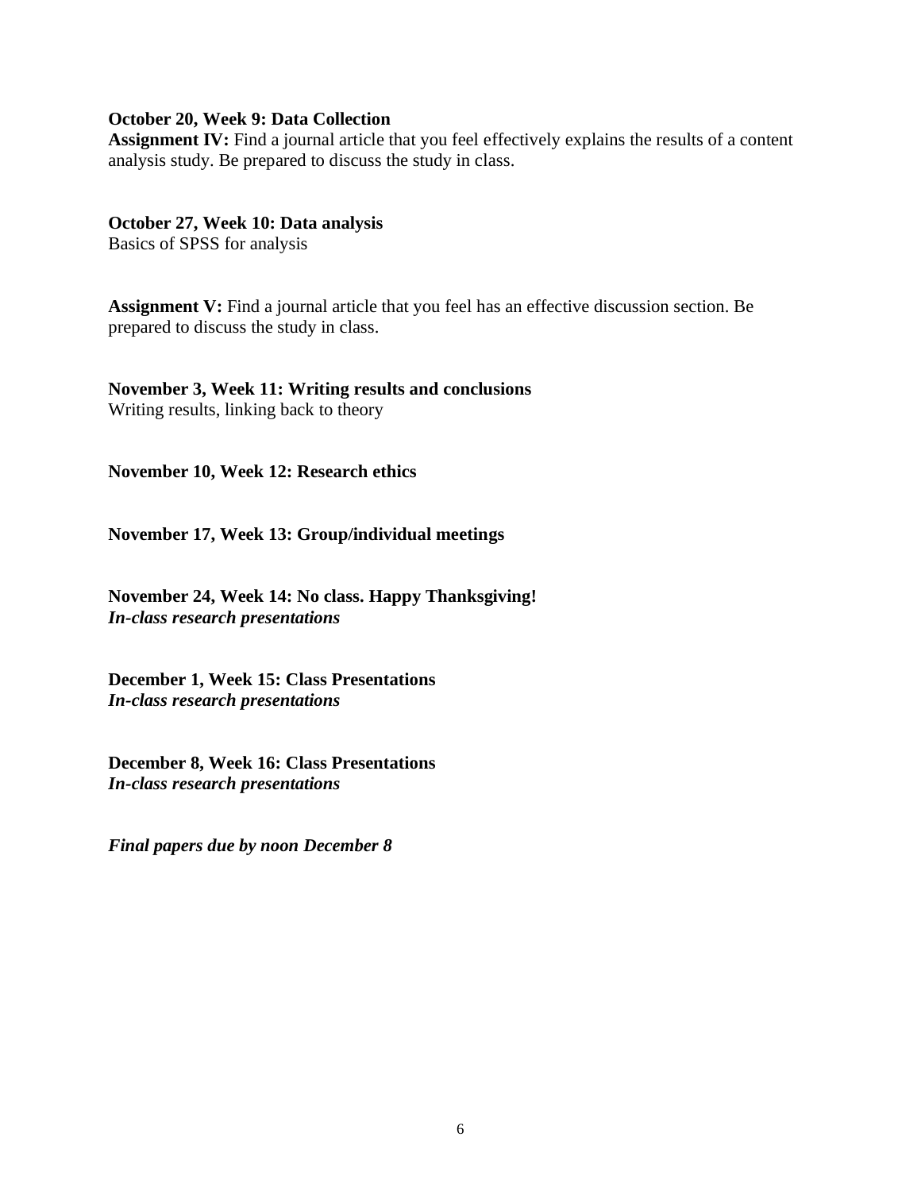**October 20, Week 9: Data Collection**
**Assignment IV:** Find a journal article that you feel effectively explains the results of a content analysis study. Be prepared to discuss the study in class.

**October 27, Week 10: Data analysis**
Basics of SPSS for analysis

**Assignment V:** Find a journal article that you feel has an effective discussion section. Be prepared to discuss the study in class.

**November 3, Week 11: Writing results and conclusions**
Writing results, linking back to theory

**November 10, Week 12: Research ethics**

**November 17, Week 13: Group/individual meetings**

**November 24, Week 14: No class. Happy Thanksgiving!**
***In-class research presentations***

**December 1, Week 15: Class Presentations**
***In-class research presentations***

**December 8, Week 16: Class Presentations**
***In-class research presentations***

***Final papers due by noon December 8***